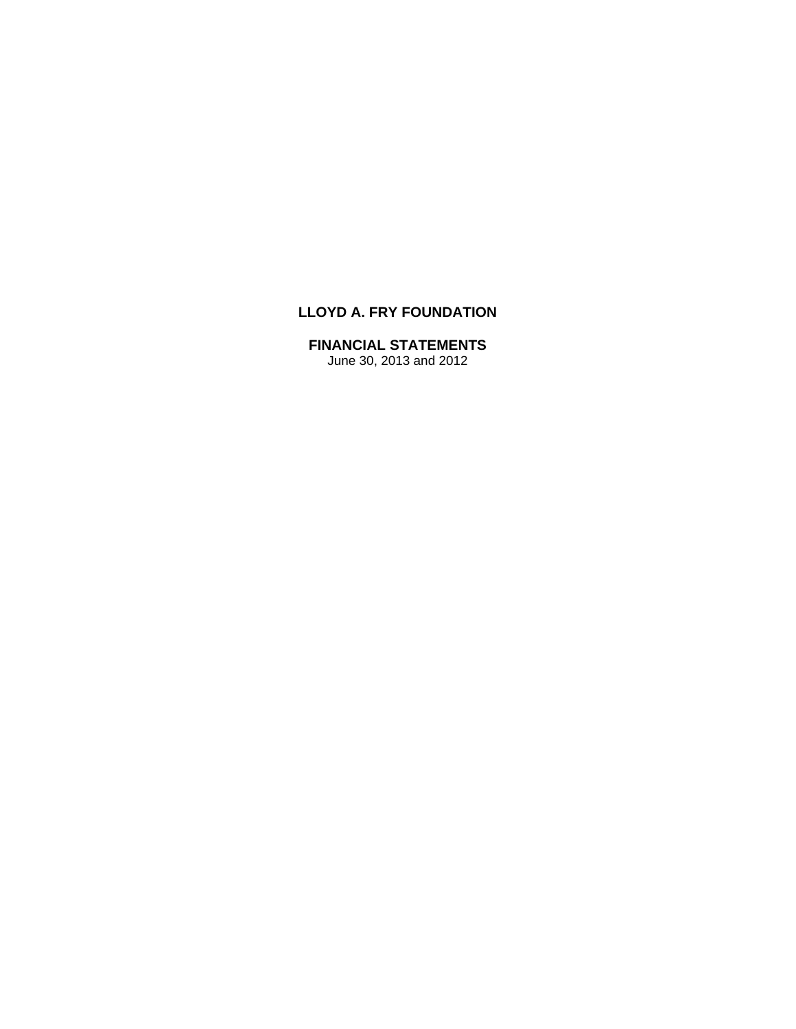# LLOYD A. FRY FOUNDATION

## FINANCIAL STATEMENTS

June 30, 2013 and 2012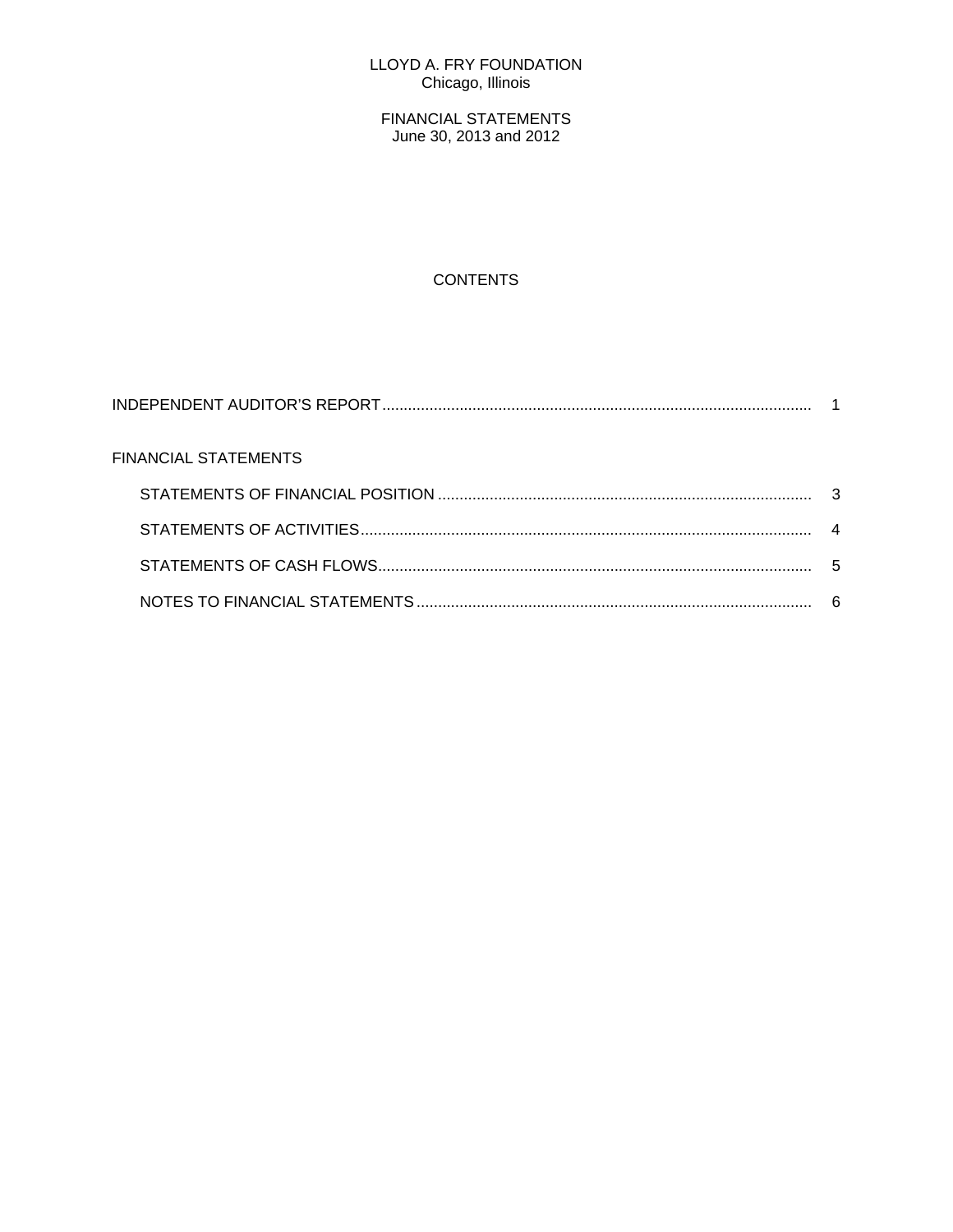LLOYD A. FRY FOUNDATION
Chicago, Illinois

FINANCIAL STATEMENTS
June 30, 2013 and 2012

## CONTENTS

| | |
|---|---|
| INDEPENDENT AUDITOR'S REPORT | 1 |
| FINANCIAL STATEMENTS | |
| STATEMENTS OF FINANCIAL POSITION | 3 |
| STATEMENTS OF ACTIVITIES | 4 |
| STATEMENTS OF CASH FLOWS | 5 |
| NOTES TO FINANCIAL STATEMENTS | 6 |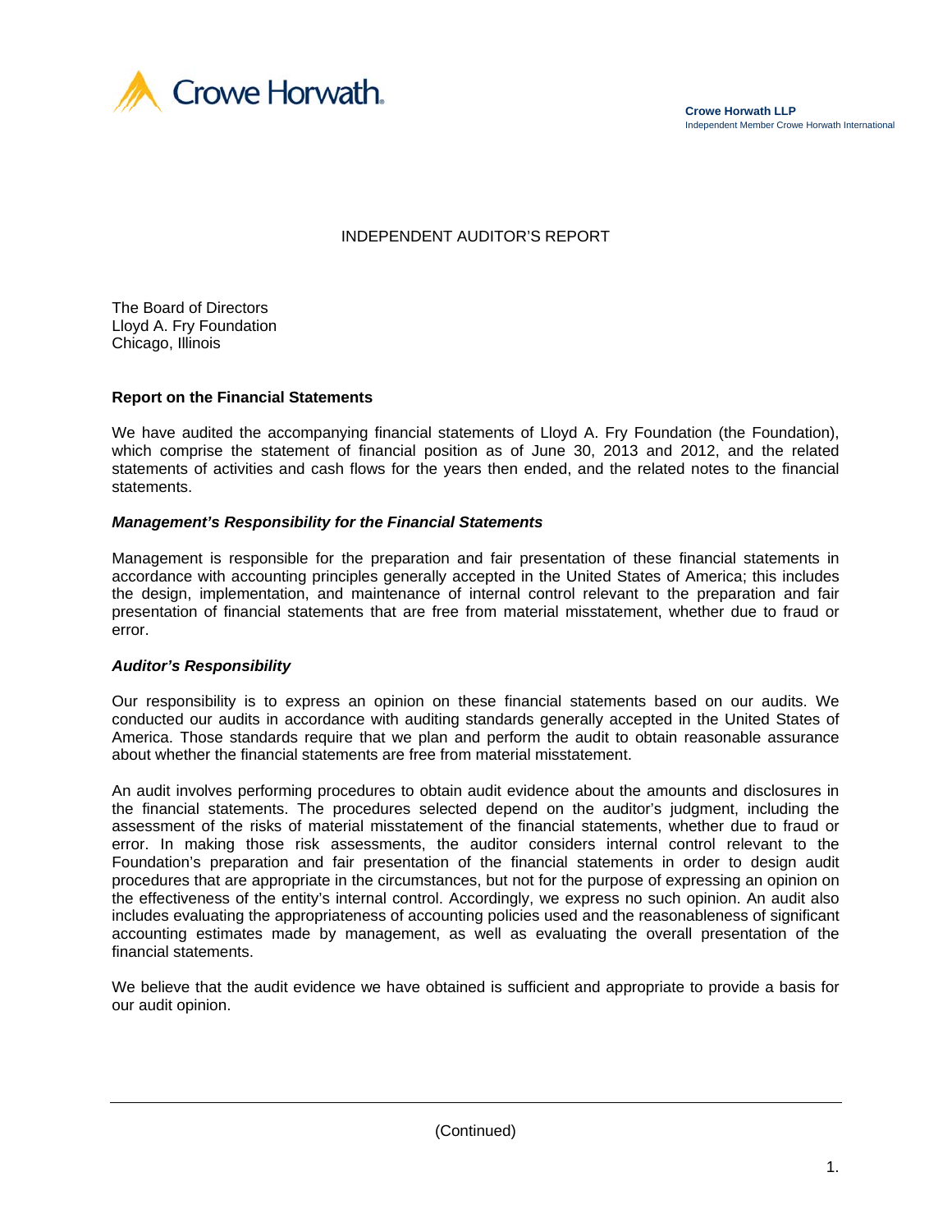Crowe Horwath.

**Crowe Horwath LLP**
Independent Member Crowe Horwath International

# INDEPENDENT AUDITOR'S REPORT

The Board of Directors
Lloyd A. Fry Foundation
Chicago, Illinois

## Report on the Financial Statements

We have audited the accompanying financial statements of Lloyd A. Fry Foundation (the Foundation), which comprise the statement of financial position as of June 30, 2013 and 2012, and the related statements of activities and cash flows for the years then ended, and the related notes to the financial statements.

### *Management's Responsibility for the Financial Statements*

Management is responsible for the preparation and fair presentation of these financial statements in accordance with accounting principles generally accepted in the United States of America; this includes the design, implementation, and maintenance of internal control relevant to the preparation and fair presentation of financial statements that are free from material misstatement, whether due to fraud or error.

### *Auditor's Responsibility*

Our responsibility is to express an opinion on these financial statements based on our audits. We conducted our audits in accordance with auditing standards generally accepted in the United States of America. Those standards require that we plan and perform the audit to obtain reasonable assurance about whether the financial statements are free from material misstatement.

An audit involves performing procedures to obtain audit evidence about the amounts and disclosures in the financial statements. The procedures selected depend on the auditor's judgment, including the assessment of the risks of material misstatement of the financial statements, whether due to fraud or error. In making those risk assessments, the auditor considers internal control relevant to the Foundation's preparation and fair presentation of the financial statements in order to design audit procedures that are appropriate in the circumstances, but not for the purpose of expressing an opinion on the effectiveness of the entity's internal control. Accordingly, we express no such opinion. An audit also includes evaluating the appropriateness of accounting policies used and the reasonableness of significant accounting estimates made by management, as well as evaluating the overall presentation of the financial statements.

We believe that the audit evidence we have obtained is sufficient and appropriate to provide a basis for our audit opinion.

(Continued)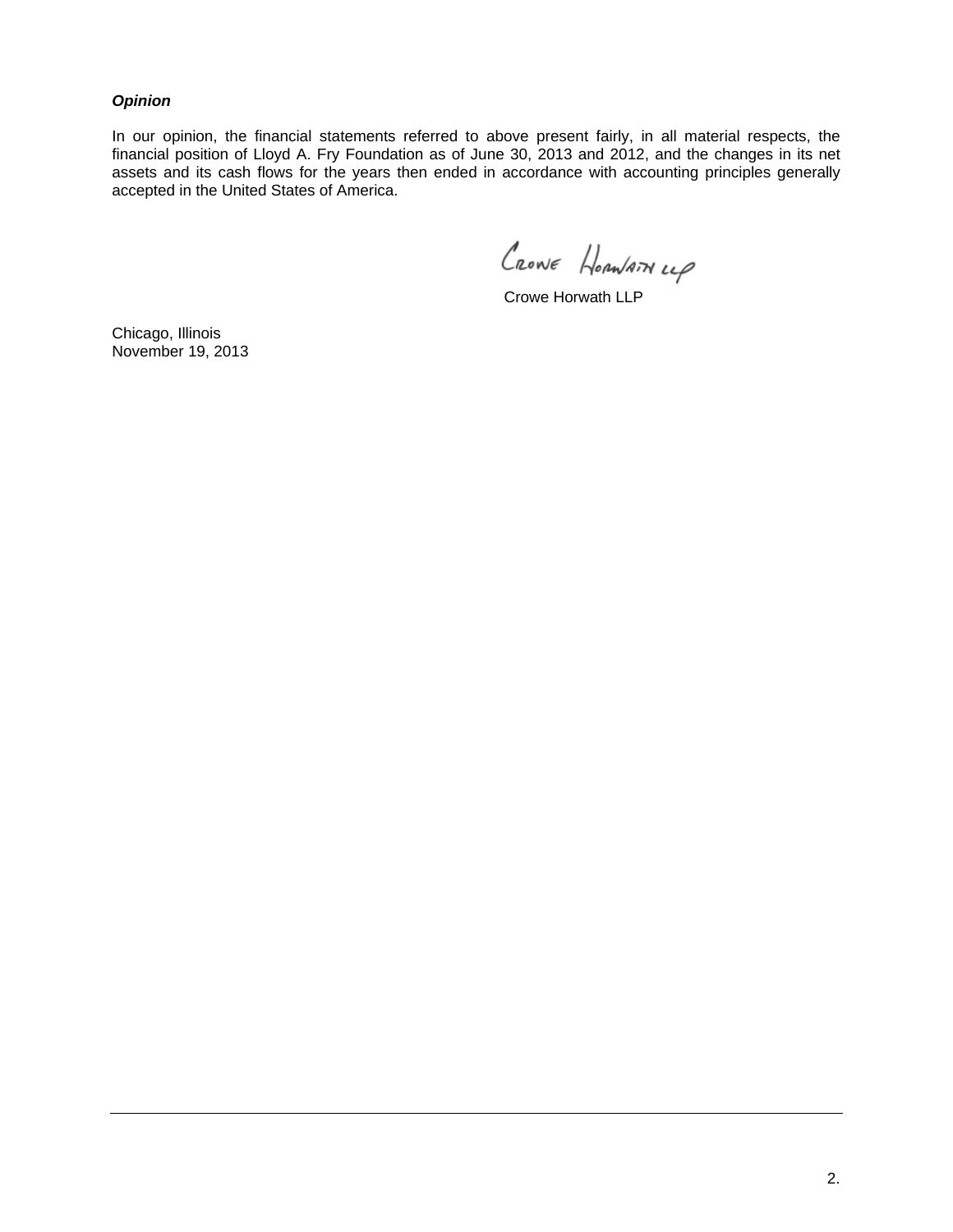***Opinion***

In our opinion, the financial statements referred to above present fairly, in all material respects, the financial position of Lloyd A. Fry Foundation as of June 30, 2013 and 2012, and the changes in its net assets and its cash flows for the years then ended in accordance with accounting principles generally accepted in the United States of America.

Crowe Horwath LLP

Crowe Horwath LLP

Chicago, Illinois
November 19, 2013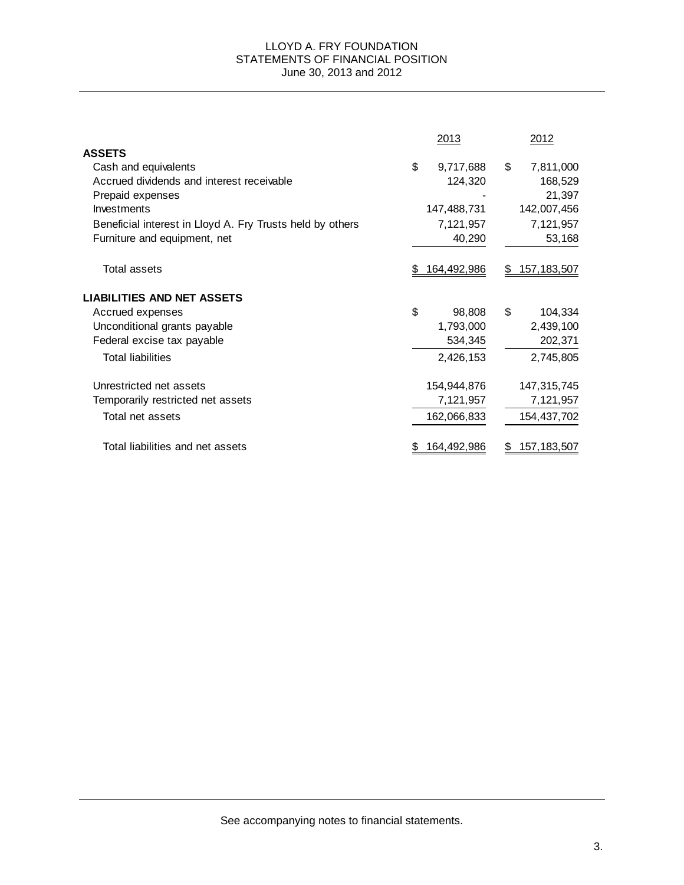# LLOYD A. FRY FOUNDATION
## STATEMENTS OF FINANCIAL POSITION
### June 30, 2013 and 2012

| | 2013 | 2012 |
|---|---|---|
| **ASSETS** | | |
| Cash and equivalents | $ 9,717,688 | $ 7,811,000 |
| Accrued dividends and interest receivable | 124,320 | 168,529 |
| Prepaid expenses | - | 21,397 |
| Investments | 147,488,731 | 142,007,456 |
| Beneficial interest in Lloyd A. Fry Trusts held by others | 7,121,957 | 7,121,957 |
| Furniture and equipment, net | 40,290 | 53,168 |
| Total assets | $ 164,492,986 | $ 157,183,507 |
| **LIABILITIES AND NET ASSETS** | | |
| Accrued expenses | $ 98,808 | $ 104,334 |
| Unconditional grants payable | 1,793,000 | 2,439,100 |
| Federal excise tax payable | 534,345 | 202,371 |
| Total liabilities | 2,426,153 | 2,745,805 |
| Unrestricted net assets | 154,944,876 | 147,315,745 |
| Temporarily restricted net assets | 7,121,957 | 7,121,957 |
| Total net assets | 162,066,833 | 154,437,702 |
| Total liabilities and net assets | $ 164,492,986 | $ 157,183,507 |

See accompanying notes to financial statements.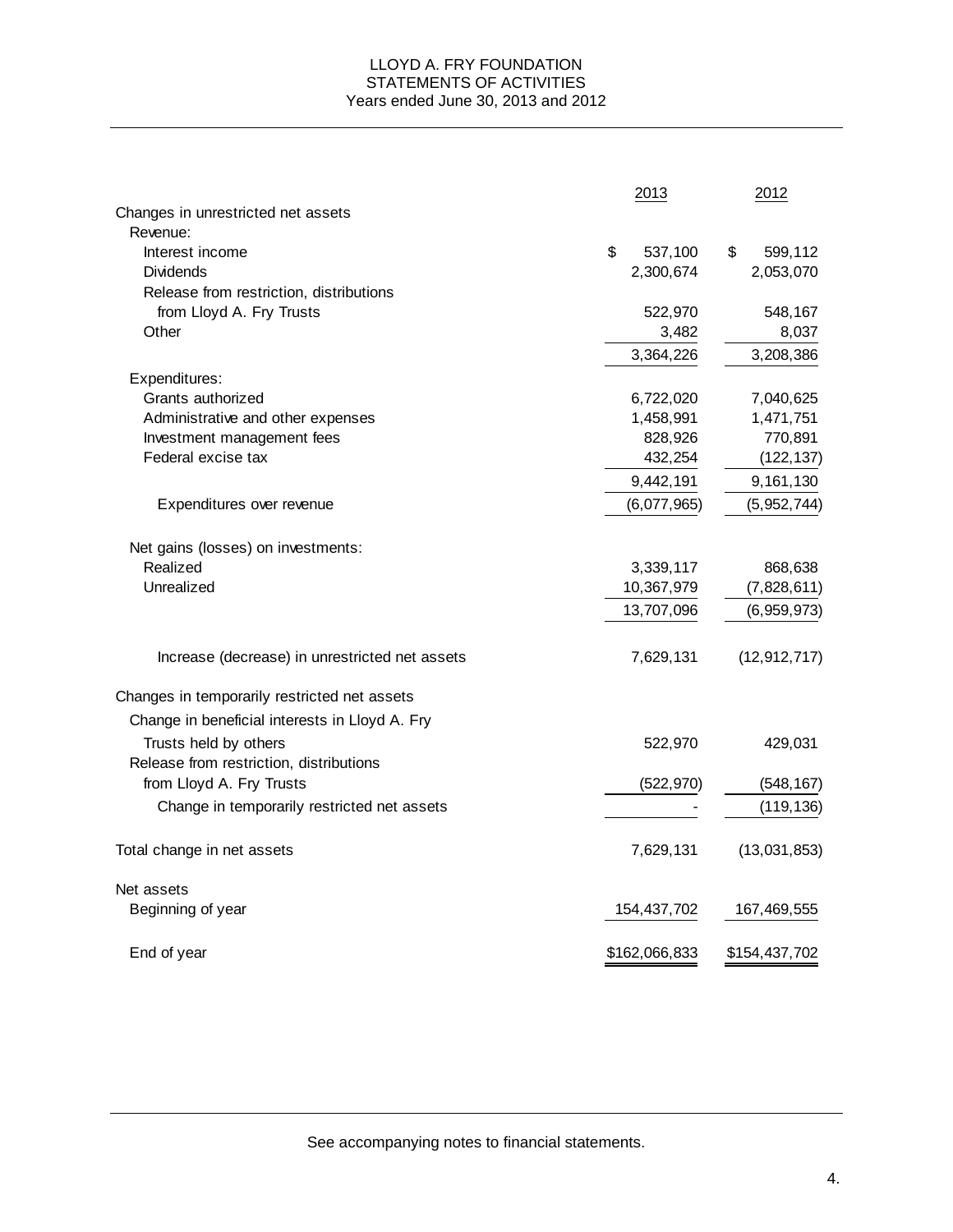# LLOYD A. FRY FOUNDATION
## STATEMENTS OF ACTIVITIES
### Years ended June 30, 2013 and 2012

| | 2013 | 2012 |
|---|---|---|
| Changes in unrestricted net assets | | |
| Revenue: | | |
| Interest income | $ 537,100 | $ 599,112 |
| Dividends | 2,300,674 | 2,053,070 |
| Release from restriction, distributions from Lloyd A. Fry Trusts | 522,970 | 548,167 |
| Other | 3,482 | 8,037 |
| | 3,364,226 | 3,208,386 |
| Expenditures: | | |
| Grants authorized | 6,722,020 | 7,040,625 |
| Administrative and other expenses | 1,458,991 | 1,471,751 |
| Investment management fees | 828,926 | 770,891 |
| Federal excise tax | 432,254 | (122,137) |
| | 9,442,191 | 9,161,130 |
| Expenditures over revenue | (6,077,965) | (5,952,744) |
| Net gains (losses) on investments: | | |
| Realized | 3,339,117 | 868,638 |
| Unrealized | 10,367,979 | (7,828,611) |
| | 13,707,096 | (6,959,973) |
| Increase (decrease) in unrestricted net assets | 7,629,131 | (12,912,717) |
| Changes in temporarily restricted net assets | | |
| Change in beneficial interests in Lloyd A. Fry Trusts held by others | 522,970 | 429,031 |
| Release from restriction, distributions from Lloyd A. Fry Trusts | (522,970) | (548,167) |
| Change in temporarily restricted net assets | - | (119,136) |
| Total change in net assets | 7,629,131 | (13,031,853) |
| Net assets | | |
| Beginning of year | 154,437,702 | 167,469,555 |
| End of year | $162,066,833 | $154,437,702 |

See accompanying notes to financial statements.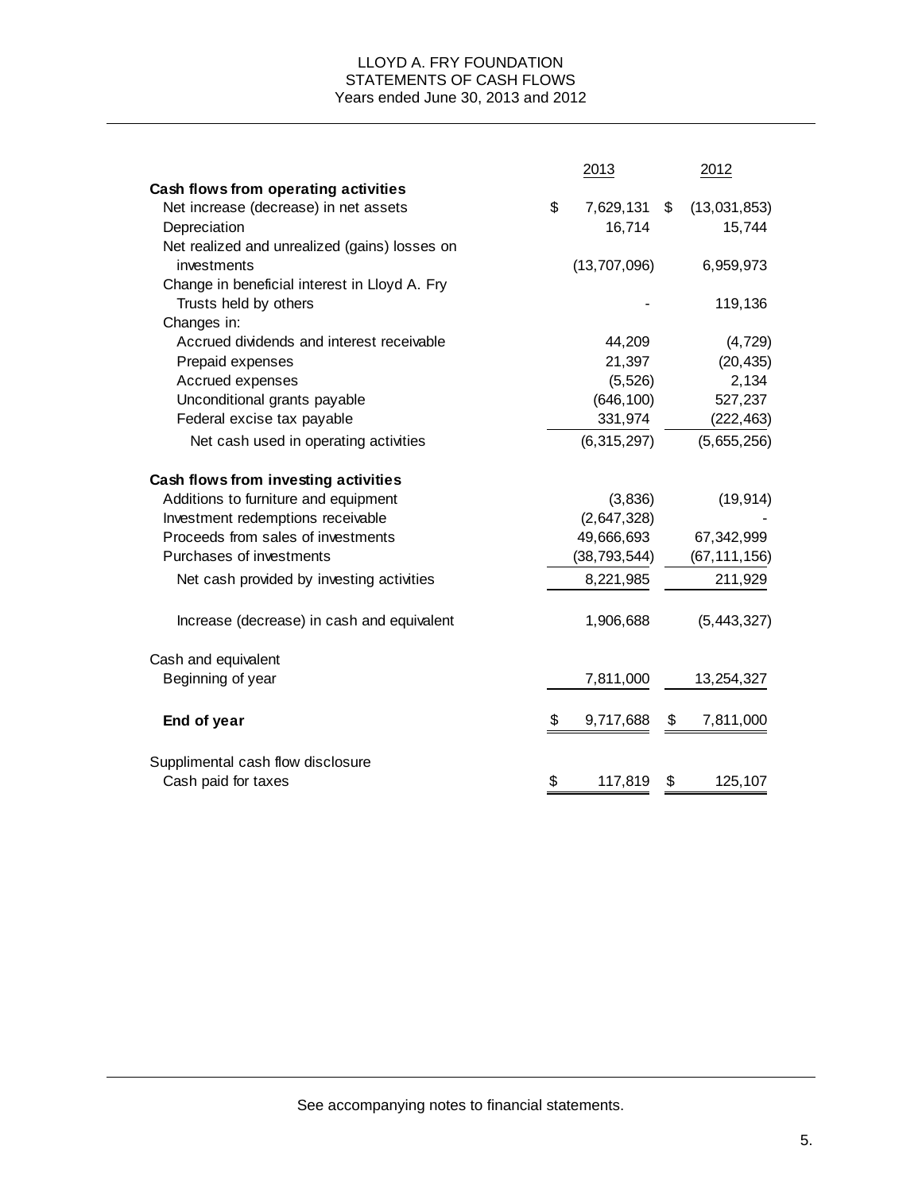# LLOYD A. FRY FOUNDATION
## STATEMENTS OF CASH FLOWS
### Years ended June 30, 2013 and 2012

| | 2013 | 2012 |
|---|---|---|
| **Cash flows from operating activities** | | |
| Net increase (decrease) in net assets | $ 7,629,131 | $ (13,031,853) |
| Depreciation | 16,714 | 15,744 |
| Net realized and unrealized (gains) losses on investments | (13,707,096) | 6,959,973 |
| Change in beneficial interest in Lloyd A. Fry Trusts held by others | - | 119,136 |
| Changes in: | | |
| Accrued dividends and interest receivable | 44,209 | (4,729) |
| Prepaid expenses | 21,397 | (20,435) |
| Accrued expenses | (5,526) | 2,134 |
| Unconditional grants payable | (646,100) | 527,237 |
| Federal excise tax payable | 331,974 | (222,463) |
| Net cash used in operating activities | (6,315,297) | (5,655,256) |
| **Cash flows from investing activities** | | |
| Additions to furniture and equipment | (3,836) | (19,914) |
| Investment redemptions receivable | (2,647,328) | - |
| Proceeds from sales of investments | 49,666,693 | 67,342,999 |
| Purchases of investments | (38,793,544) | (67,111,156) |
| Net cash provided by investing activities | 8,221,985 | 211,929 |
| Increase (decrease) in cash and equivalent | 1,906,688 | (5,443,327) |
| Cash and equivalent | | |
| Beginning of year | 7,811,000 | 13,254,327 |
| **End of year** | $ 9,717,688 | $ 7,811,000 |
| Supplimental cash flow disclosure | | |
| Cash paid for taxes | $ 117,819 | $ 125,107 |

See accompanying notes to financial statements.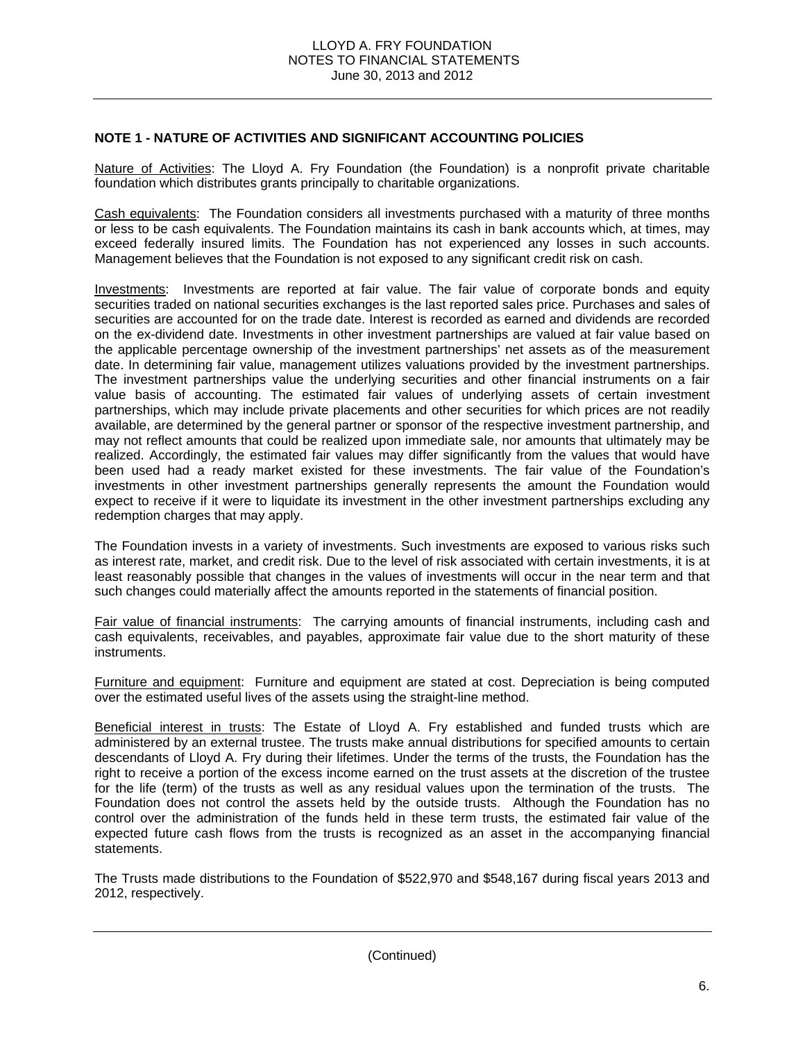## NOTE 1 - NATURE OF ACTIVITIES AND SIGNIFICANT ACCOUNTING POLICIES

Nature of Activities: The Lloyd A. Fry Foundation (the Foundation) is a nonprofit private charitable foundation which distributes grants principally to charitable organizations.

Cash equivalents: The Foundation considers all investments purchased with a maturity of three months or less to be cash equivalents. The Foundation maintains its cash in bank accounts which, at times, may exceed federally insured limits. The Foundation has not experienced any losses in such accounts. Management believes that the Foundation is not exposed to any significant credit risk on cash.

Investments: Investments are reported at fair value. The fair value of corporate bonds and equity securities traded on national securities exchanges is the last reported sales price. Purchases and sales of securities are accounted for on the trade date. Interest is recorded as earned and dividends are recorded on the ex-dividend date. Investments in other investment partnerships are valued at fair value based on the applicable percentage ownership of the investment partnerships' net assets as of the measurement date. In determining fair value, management utilizes valuations provided by the investment partnerships. The investment partnerships value the underlying securities and other financial instruments on a fair value basis of accounting. The estimated fair values of underlying assets of certain investment partnerships, which may include private placements and other securities for which prices are not readily available, are determined by the general partner or sponsor of the respective investment partnership, and may not reflect amounts that could be realized upon immediate sale, nor amounts that ultimately may be realized. Accordingly, the estimated fair values may differ significantly from the values that would have been used had a ready market existed for these investments. The fair value of the Foundation's investments in other investment partnerships generally represents the amount the Foundation would expect to receive if it were to liquidate its investment in the other investment partnerships excluding any redemption charges that may apply.

The Foundation invests in a variety of investments. Such investments are exposed to various risks such as interest rate, market, and credit risk. Due to the level of risk associated with certain investments, it is at least reasonably possible that changes in the values of investments will occur in the near term and that such changes could materially affect the amounts reported in the statements of financial position.

Fair value of financial instruments: The carrying amounts of financial instruments, including cash and cash equivalents, receivables, and payables, approximate fair value due to the short maturity of these instruments.

Furniture and equipment: Furniture and equipment are stated at cost. Depreciation is being computed over the estimated useful lives of the assets using the straight-line method.

Beneficial interest in trusts: The Estate of Lloyd A. Fry established and funded trusts which are administered by an external trustee. The trusts make annual distributions for specified amounts to certain descendants of Lloyd A. Fry during their lifetimes. Under the terms of the trusts, the Foundation has the right to receive a portion of the excess income earned on the trust assets at the discretion of the trustee for the life (term) of the trusts as well as any residual values upon the termination of the trusts. The Foundation does not control the assets held by the outside trusts. Although the Foundation has no control over the administration of the funds held in these term trusts, the estimated fair value of the expected future cash flows from the trusts is recognized as an asset in the accompanying financial statements.

The Trusts made distributions to the Foundation of $522,970 and $548,167 during fiscal years 2013 and 2012, respectively.

(Continued)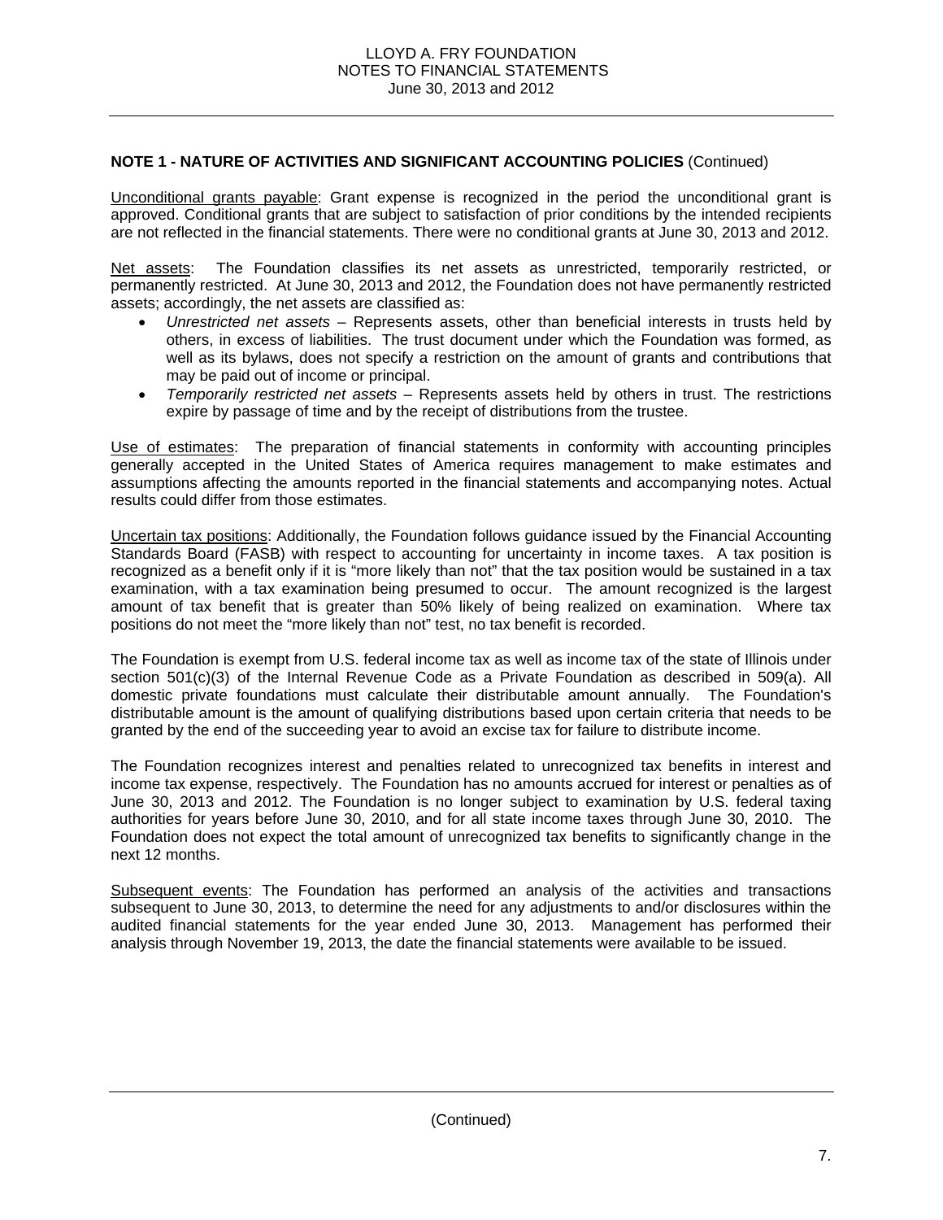**NOTE 1 - NATURE OF ACTIVITIES AND SIGNIFICANT ACCOUNTING POLICIES** (Continued)

Unconditional grants payable: Grant expense is recognized in the period the unconditional grant is approved. Conditional grants that are subject to satisfaction of prior conditions by the intended recipients are not reflected in the financial statements. There were no conditional grants at June 30, 2013 and 2012.

Net assets: The Foundation classifies its net assets as unrestricted, temporarily restricted, or permanently restricted. At June 30, 2013 and 2012, the Foundation does not have permanently restricted assets; accordingly, the net assets are classified as:

- *Unrestricted net assets* – Represents assets, other than beneficial interests in trusts held by others, in excess of liabilities. The trust document under which the Foundation was formed, as well as its bylaws, does not specify a restriction on the amount of grants and contributions that may be paid out of income or principal.
- *Temporarily restricted net assets* – Represents assets held by others in trust. The restrictions expire by passage of time and by the receipt of distributions from the trustee.

Use of estimates: The preparation of financial statements in conformity with accounting principles generally accepted in the United States of America requires management to make estimates and assumptions affecting the amounts reported in the financial statements and accompanying notes. Actual results could differ from those estimates.

Uncertain tax positions: Additionally, the Foundation follows guidance issued by the Financial Accounting Standards Board (FASB) with respect to accounting for uncertainty in income taxes. A tax position is recognized as a benefit only if it is "more likely than not" that the tax position would be sustained in a tax examination, with a tax examination being presumed to occur. The amount recognized is the largest amount of tax benefit that is greater than 50% likely of being realized on examination. Where tax positions do not meet the "more likely than not" test, no tax benefit is recorded.

The Foundation is exempt from U.S. federal income tax as well as income tax of the state of Illinois under section 501(c)(3) of the Internal Revenue Code as a Private Foundation as described in 509(a). All domestic private foundations must calculate their distributable amount annually. The Foundation's distributable amount is the amount of qualifying distributions based upon certain criteria that needs to be granted by the end of the succeeding year to avoid an excise tax for failure to distribute income.

The Foundation recognizes interest and penalties related to unrecognized tax benefits in interest and income tax expense, respectively. The Foundation has no amounts accrued for interest or penalties as of June 30, 2013 and 2012. The Foundation is no longer subject to examination by U.S. federal taxing authorities for years before June 30, 2010, and for all state income taxes through June 30, 2010. The Foundation does not expect the total amount of unrecognized tax benefits to significantly change in the next 12 months.

Subsequent events: The Foundation has performed an analysis of the activities and transactions subsequent to June 30, 2013, to determine the need for any adjustments to and/or disclosures within the audited financial statements for the year ended June 30, 2013. Management has performed their analysis through November 19, 2013, the date the financial statements were available to be issued.

(Continued)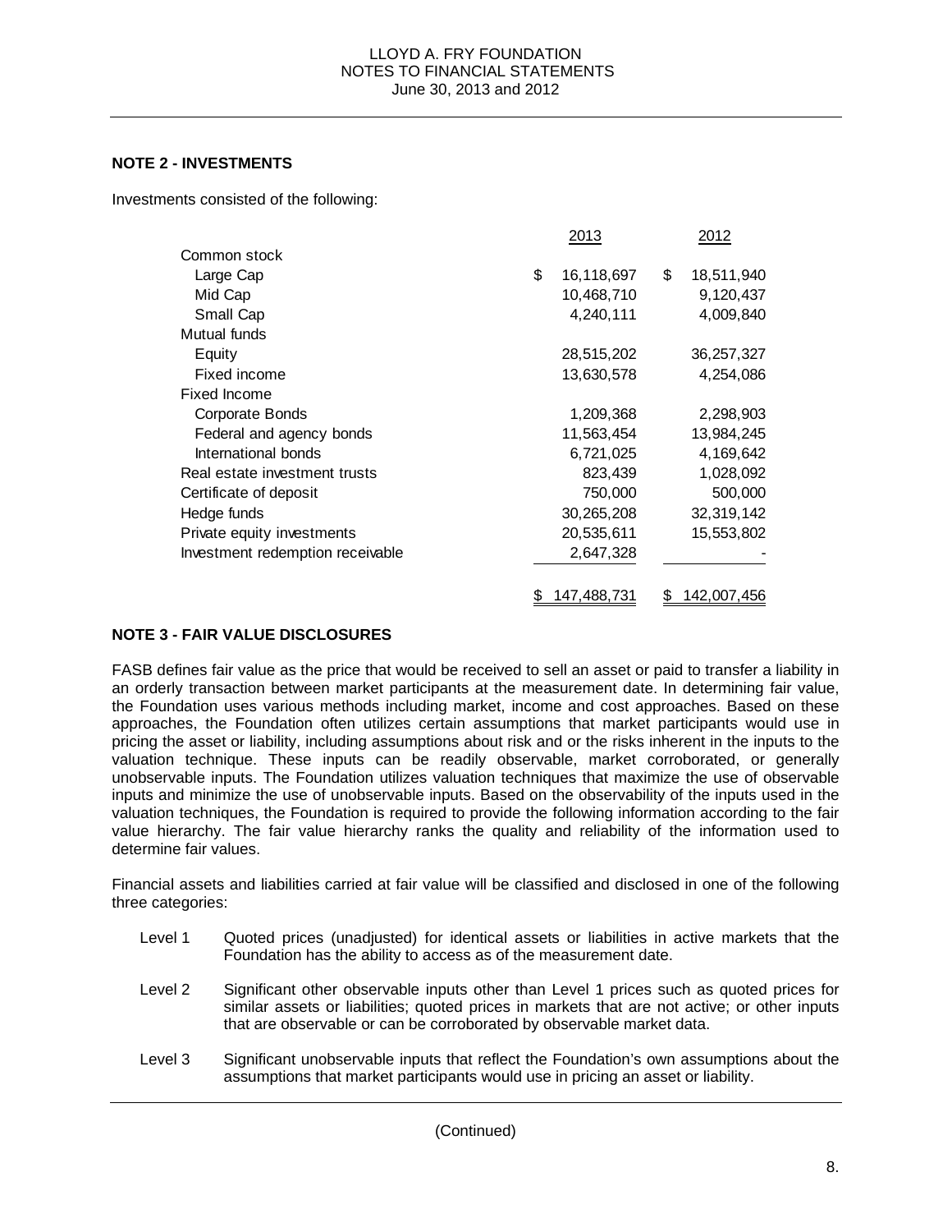## NOTE 2 - INVESTMENTS

Investments consisted of the following:

| | 2013 | 2012 |
|---|---|---|
| Common stock | | |
| Large Cap | $ 16,118,697 | $ 18,511,940 |
| Mid Cap | 10,468,710 | 9,120,437 |
| Small Cap | 4,240,111 | 4,009,840 |
| Mutual funds | | |
| Equity | 28,515,202 | 36,257,327 |
| Fixed income | 13,630,578 | 4,254,086 |
| Fixed Income | | |
| Corporate Bonds | 1,209,368 | 2,298,903 |
| Federal and agency bonds | 11,563,454 | 13,984,245 |
| International bonds | 6,721,025 | 4,169,642 |
| Real estate investment trusts | 823,439 | 1,028,092 |
| Certificate of deposit | 750,000 | 500,000 |
| Hedge funds | 30,265,208 | 32,319,142 |
| Private equity investments | 20,535,611 | 15,553,802 |
| Investment redemption receivable | 2,647,328 | - |
| | $ 147,488,731 | $ 142,007,456 |

## NOTE 3 - FAIR VALUE DISCLOSURES

FASB defines fair value as the price that would be received to sell an asset or paid to transfer a liability in an orderly transaction between market participants at the measurement date. In determining fair value, the Foundation uses various methods including market, income and cost approaches. Based on these approaches, the Foundation often utilizes certain assumptions that market participants would use in pricing the asset or liability, including assumptions about risk and or the risks inherent in the inputs to the valuation technique. These inputs can be readily observable, market corroborated, or generally unobservable inputs. The Foundation utilizes valuation techniques that maximize the use of observable inputs and minimize the use of unobservable inputs. Based on the observability of the inputs used in the valuation techniques, the Foundation is required to provide the following information according to the fair value hierarchy. The fair value hierarchy ranks the quality and reliability of the information used to determine fair values.

Financial assets and liabilities carried at fair value will be classified and disclosed in one of the following three categories:

Level 1 Quoted prices (unadjusted) for identical assets or liabilities in active markets that the Foundation has the ability to access as of the measurement date.

Level 2 Significant other observable inputs other than Level 1 prices such as quoted prices for similar assets or liabilities; quoted prices in markets that are not active; or other inputs that are observable or can be corroborated by observable market data.

Level 3 Significant unobservable inputs that reflect the Foundation's own assumptions about the assumptions that market participants would use in pricing an asset or liability.

(Continued)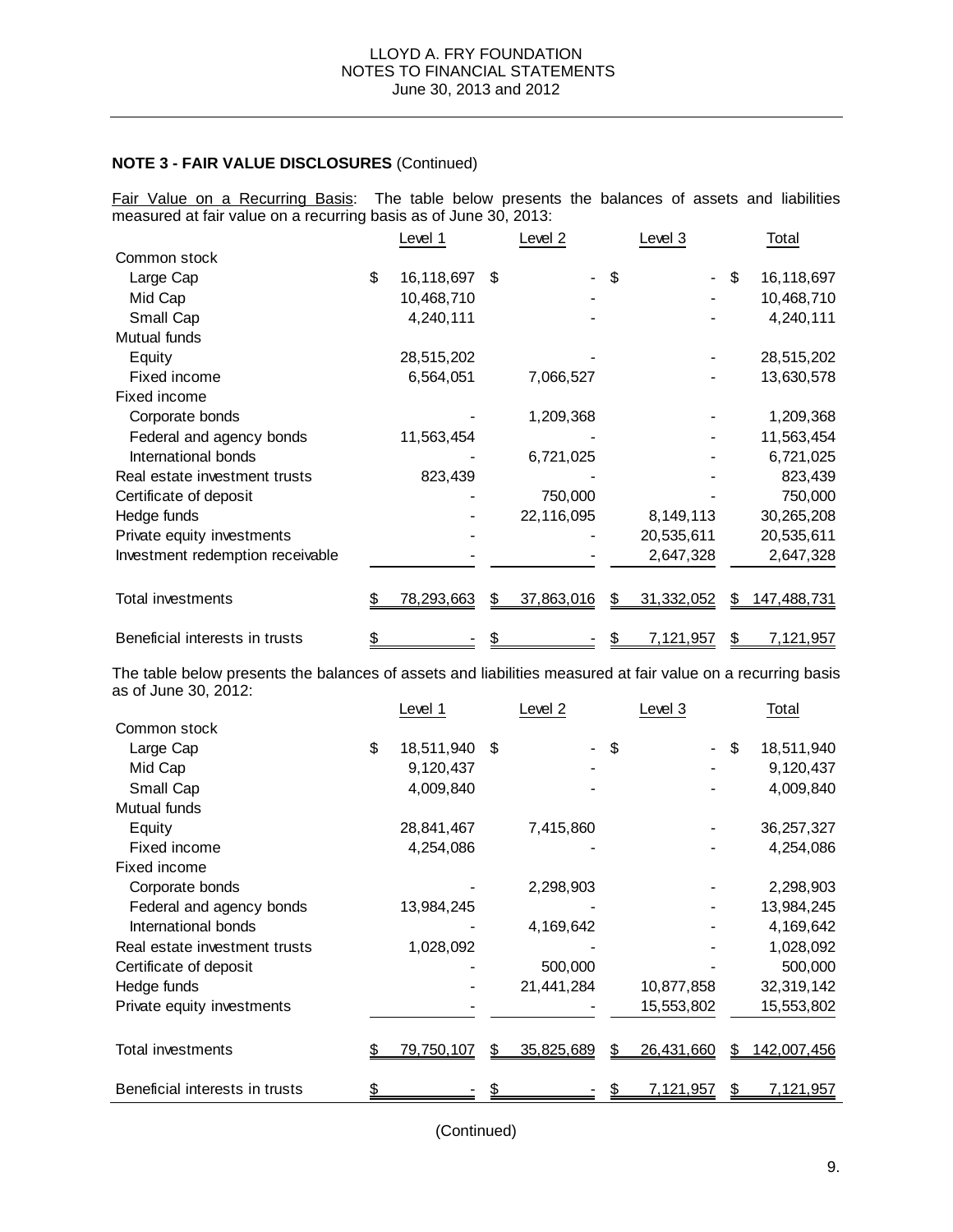**NOTE 3 - FAIR VALUE DISCLOSURES** (Continued)

Fair Value on a Recurring Basis: The table below presents the balances of assets and liabilities measured at fair value on a recurring basis as of June 30, 2013:

| | Level 1 | Level 2 | Level 3 | Total |
|---|---|---|---|---|
| Common stock | | | | |
| Large Cap | $ 16,118,697 | $ - | $ - | $ 16,118,697 |
| Mid Cap | 10,468,710 | - | - | 10,468,710 |
| Small Cap | 4,240,111 | - | - | 4,240,111 |
| Mutual funds | | | | |
| Equity | 28,515,202 | - | - | 28,515,202 |
| Fixed income | 6,564,051 | 7,066,527 | - | 13,630,578 |
| Fixed income | | | | |
| Corporate bonds | - | 1,209,368 | - | 1,209,368 |
| Federal and agency bonds | 11,563,454 | - | - | 11,563,454 |
| International bonds | - | 6,721,025 | - | 6,721,025 |
| Real estate investment trusts | 823,439 | - | - | 823,439 |
| Certificate of deposit | - | 750,000 | - | 750,000 |
| Hedge funds | - | 22,116,095 | 8,149,113 | 30,265,208 |
| Private equity investments | - | - | 20,535,611 | 20,535,611 |
| Investment redemption receivable | - | - | 2,647,328 | 2,647,328 |
| Total investments | $ 78,293,663 | $ 37,863,016 | $ 31,332,052 | $ 147,488,731 |
| Beneficial interests in trusts | $ - | $ - | $ 7,121,957 | $ 7,121,957 |

The table below presents the balances of assets and liabilities measured at fair value on a recurring basis as of June 30, 2012:

| | Level 1 | Level 2 | Level 3 | Total |
|---|---|---|---|---|
| Common stock | | | | |
| Large Cap | $ 18,511,940 | $ - | $ - | $ 18,511,940 |
| Mid Cap | 9,120,437 | - | - | 9,120,437 |
| Small Cap | 4,009,840 | - | - | 4,009,840 |
| Mutual funds | | | | |
| Equity | 28,841,467 | 7,415,860 | - | 36,257,327 |
| Fixed income | 4,254,086 | - | - | 4,254,086 |
| Fixed income | | | | |
| Corporate bonds | - | 2,298,903 | - | 2,298,903 |
| Federal and agency bonds | 13,984,245 | - | - | 13,984,245 |
| International bonds | - | 4,169,642 | - | 4,169,642 |
| Real estate investment trusts | 1,028,092 | - | - | 1,028,092 |
| Certificate of deposit | - | 500,000 | - | 500,000 |
| Hedge funds | - | 21,441,284 | 10,877,858 | 32,319,142 |
| Private equity investments | - | - | 15,553,802 | 15,553,802 |
| Total investments | $ 79,750,107 | $ 35,825,689 | $ 26,431,660 | $ 142,007,456 |
| Beneficial interests in trusts | $ - | $ - | $ 7,121,957 | $ 7,121,957 |

(Continued)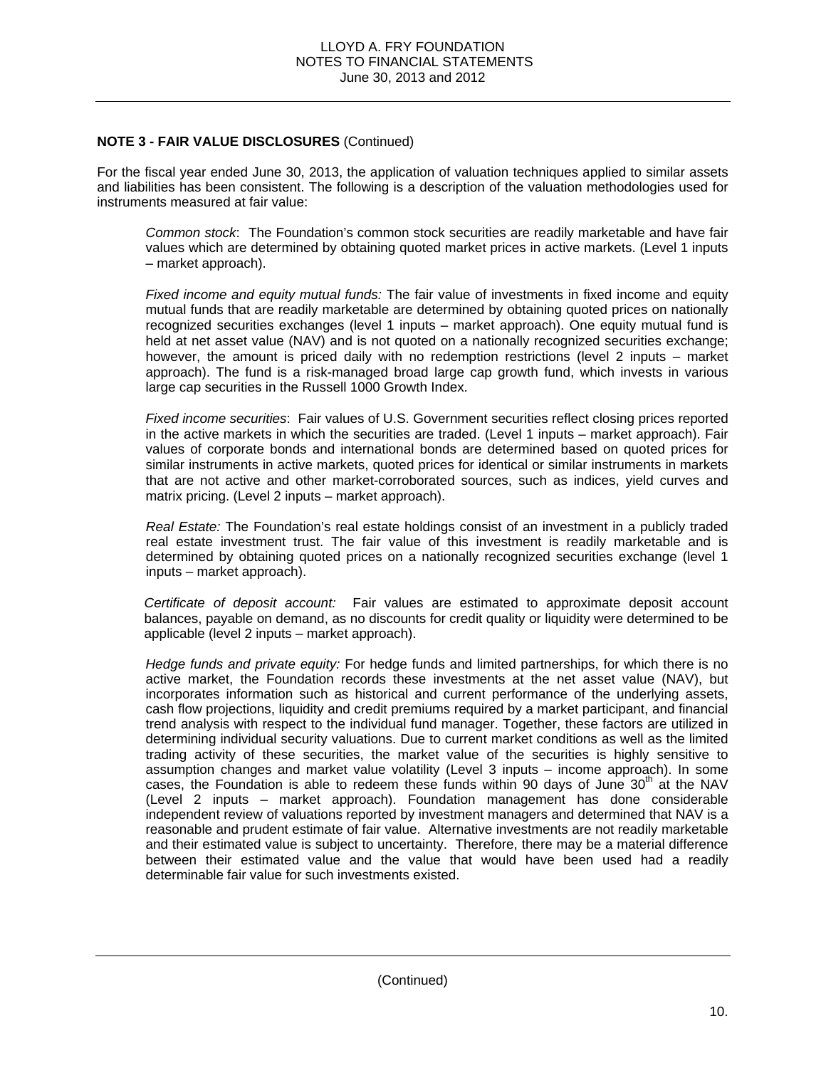**NOTE 3 - FAIR VALUE DISCLOSURES** (Continued)

For the fiscal year ended June 30, 2013, the application of valuation techniques applied to similar assets and liabilities has been consistent. The following is a description of the valuation methodologies used for instruments measured at fair value:

*Common stock*: The Foundation's common stock securities are readily marketable and have fair values which are determined by obtaining quoted market prices in active markets. (Level 1 inputs – market approach).

*Fixed income and equity mutual funds:* The fair value of investments in fixed income and equity mutual funds that are readily marketable are determined by obtaining quoted prices on nationally recognized securities exchanges (level 1 inputs – market approach). One equity mutual fund is held at net asset value (NAV) and is not quoted on a nationally recognized securities exchange; however, the amount is priced daily with no redemption restrictions (level 2 inputs – market approach). The fund is a risk-managed broad large cap growth fund, which invests in various large cap securities in the Russell 1000 Growth Index.

*Fixed income securities*: Fair values of U.S. Government securities reflect closing prices reported in the active markets in which the securities are traded. (Level 1 inputs – market approach). Fair values of corporate bonds and international bonds are determined based on quoted prices for similar instruments in active markets, quoted prices for identical or similar instruments in markets that are not active and other market-corroborated sources, such as indices, yield curves and matrix pricing. (Level 2 inputs – market approach).

*Real Estate:* The Foundation's real estate holdings consist of an investment in a publicly traded real estate investment trust. The fair value of this investment is readily marketable and is determined by obtaining quoted prices on a nationally recognized securities exchange (level 1 inputs – market approach).

*Certificate of deposit account:* Fair values are estimated to approximate deposit account balances, payable on demand, as no discounts for credit quality or liquidity were determined to be applicable (level 2 inputs – market approach).

*Hedge funds and private equity:* For hedge funds and limited partnerships, for which there is no active market, the Foundation records these investments at the net asset value (NAV), but incorporates information such as historical and current performance of the underlying assets, cash flow projections, liquidity and credit premiums required by a market participant, and financial trend analysis with respect to the individual fund manager. Together, these factors are utilized in determining individual security valuations. Due to current market conditions as well as the limited trading activity of these securities, the market value of the securities is highly sensitive to assumption changes and market value volatility (Level 3 inputs – income approach). In some cases, the Foundation is able to redeem these funds within 90 days of June 30th at the NAV (Level 2 inputs – market approach). Foundation management has done considerable independent review of valuations reported by investment managers and determined that NAV is a reasonable and prudent estimate of fair value. Alternative investments are not readily marketable and their estimated value is subject to uncertainty. Therefore, there may be a material difference between their estimated value and the value that would have been used had a readily determinable fair value for such investments existed.

(Continued)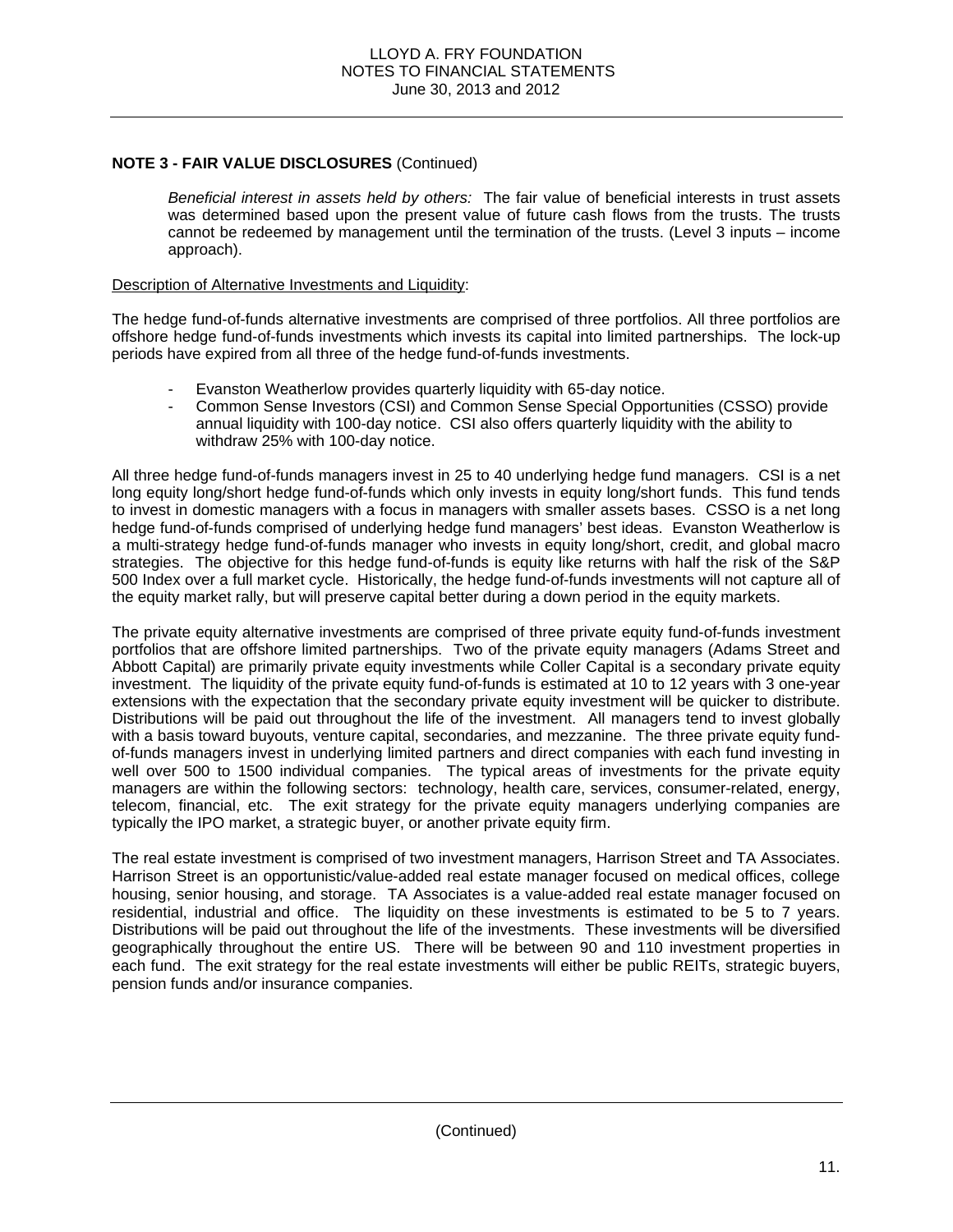**NOTE 3 - FAIR VALUE DISCLOSURES** (Continued)

*Beneficial interest in assets held by others:* The fair value of beneficial interests in trust assets was determined based upon the present value of future cash flows from the trusts. The trusts cannot be redeemed by management until the termination of the trusts. (Level 3 inputs – income approach).

Description of Alternative Investments and Liquidity:

The hedge fund-of-funds alternative investments are comprised of three portfolios. All three portfolios are offshore hedge fund-of-funds investments which invests its capital into limited partnerships. The lock-up periods have expired from all three of the hedge fund-of-funds investments.

- Evanston Weatherlow provides quarterly liquidity with 65-day notice.
- Common Sense Investors (CSI) and Common Sense Special Opportunities (CSSO) provide annual liquidity with 100-day notice. CSI also offers quarterly liquidity with the ability to withdraw 25% with 100-day notice.

All three hedge fund-of-funds managers invest in 25 to 40 underlying hedge fund managers. CSI is a net long equity long/short hedge fund-of-funds which only invests in equity long/short funds. This fund tends to invest in domestic managers with a focus in managers with smaller assets bases. CSSO is a net long hedge fund-of-funds comprised of underlying hedge fund managers' best ideas. Evanston Weatherlow is a multi-strategy hedge fund-of-funds manager who invests in equity long/short, credit, and global macro strategies. The objective for this hedge fund-of-funds is equity like returns with half the risk of the S&P 500 Index over a full market cycle. Historically, the hedge fund-of-funds investments will not capture all of the equity market rally, but will preserve capital better during a down period in the equity markets.

The private equity alternative investments are comprised of three private equity fund-of-funds investment portfolios that are offshore limited partnerships. Two of the private equity managers (Adams Street and Abbott Capital) are primarily private equity investments while Coller Capital is a secondary private equity investment. The liquidity of the private equity fund-of-funds is estimated at 10 to 12 years with 3 one-year extensions with the expectation that the secondary private equity investment will be quicker to distribute. Distributions will be paid out throughout the life of the investment. All managers tend to invest globally with a basis toward buyouts, venture capital, secondaries, and mezzanine. The three private equity fund-of-funds managers invest in underlying limited partners and direct companies with each fund investing in well over 500 to 1500 individual companies. The typical areas of investments for the private equity managers are within the following sectors: technology, health care, services, consumer-related, energy, telecom, financial, etc. The exit strategy for the private equity managers underlying companies are typically the IPO market, a strategic buyer, or another private equity firm.

The real estate investment is comprised of two investment managers, Harrison Street and TA Associates. Harrison Street is an opportunistic/value-added real estate manager focused on medical offices, college housing, senior housing, and storage. TA Associates is a value-added real estate manager focused on residential, industrial and office. The liquidity on these investments is estimated to be 5 to 7 years. Distributions will be paid out throughout the life of the investments. These investments will be diversified geographically throughout the entire US. There will be between 90 and 110 investment properties in each fund. The exit strategy for the real estate investments will either be public REITs, strategic buyers, pension funds and/or insurance companies.

(Continued)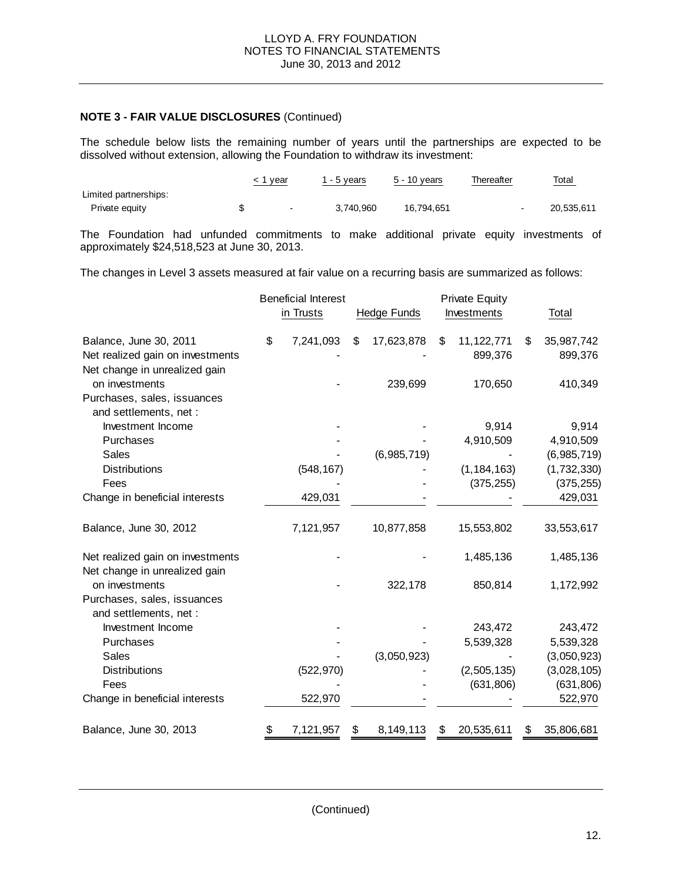**NOTE 3 - FAIR VALUE DISCLOSURES** (Continued)

The schedule below lists the remaining number of years until the partnerships are expected to be dissolved without extension, allowing the Foundation to withdraw its investment:

| | < 1 year | 1 - 5 years | 5 - 10 years | Thereafter | Total |
|---|---|---|---|---|---|
| Limited partnerships: | | | | | |
| Private equity | $ - | 3,740,960 | 16,794,651 | - | 20,535,611 |

The Foundation had unfunded commitments to make additional private equity investments of approximately $24,518,523 at June 30, 2013.

The changes in Level 3 assets measured at fair value on a recurring basis are summarized as follows:

| | Beneficial Interest in Trusts | Hedge Funds | Private Equity Investments | Total |
|---|---|---|---|---|
| Balance, June 30, 2011 | $ 7,241,093 | $ 17,623,878 | $ 11,122,771 | $ 35,987,742 |
| Net realized gain on investments | - | - | 899,376 | 899,376 |
| Net change in unrealized gain on investments | - | 239,699 | 170,650 | 410,349 |
| Purchases, sales, issuances and settlements, net : | | | | |
| Investment Income | - | - | 9,914 | 9,914 |
| Purchases | - | - | 4,910,509 | 4,910,509 |
| Sales | - | (6,985,719) | - | (6,985,719) |
| Distributions | (548,167) | - | (1,184,163) | (1,732,330) |
| Fees | - | - | (375,255) | (375,255) |
| Change in beneficial interests | 429,031 | - | - | 429,031 |
| Balance, June 30, 2012 | 7,121,957 | 10,877,858 | 15,553,802 | 33,553,617 |
| Net realized gain on investments | - | - | 1,485,136 | 1,485,136 |
| Net change in unrealized gain on investments | - | 322,178 | 850,814 | 1,172,992 |
| Purchases, sales, issuances and settlements, net : | | | | |
| Investment Income | - | - | 243,472 | 243,472 |
| Purchases | - | - | 5,539,328 | 5,539,328 |
| Sales | - | (3,050,923) | - | (3,050,923) |
| Distributions | (522,970) | - | (2,505,135) | (3,028,105) |
| Fees | - | - | (631,806) | (631,806) |
| Change in beneficial interests | 522,970 | - | - | 522,970 |
| Balance, June 30, 2013 | $ 7,121,957 | $ 8,149,113 | $ 20,535,611 | $ 35,806,681 |

(Continued)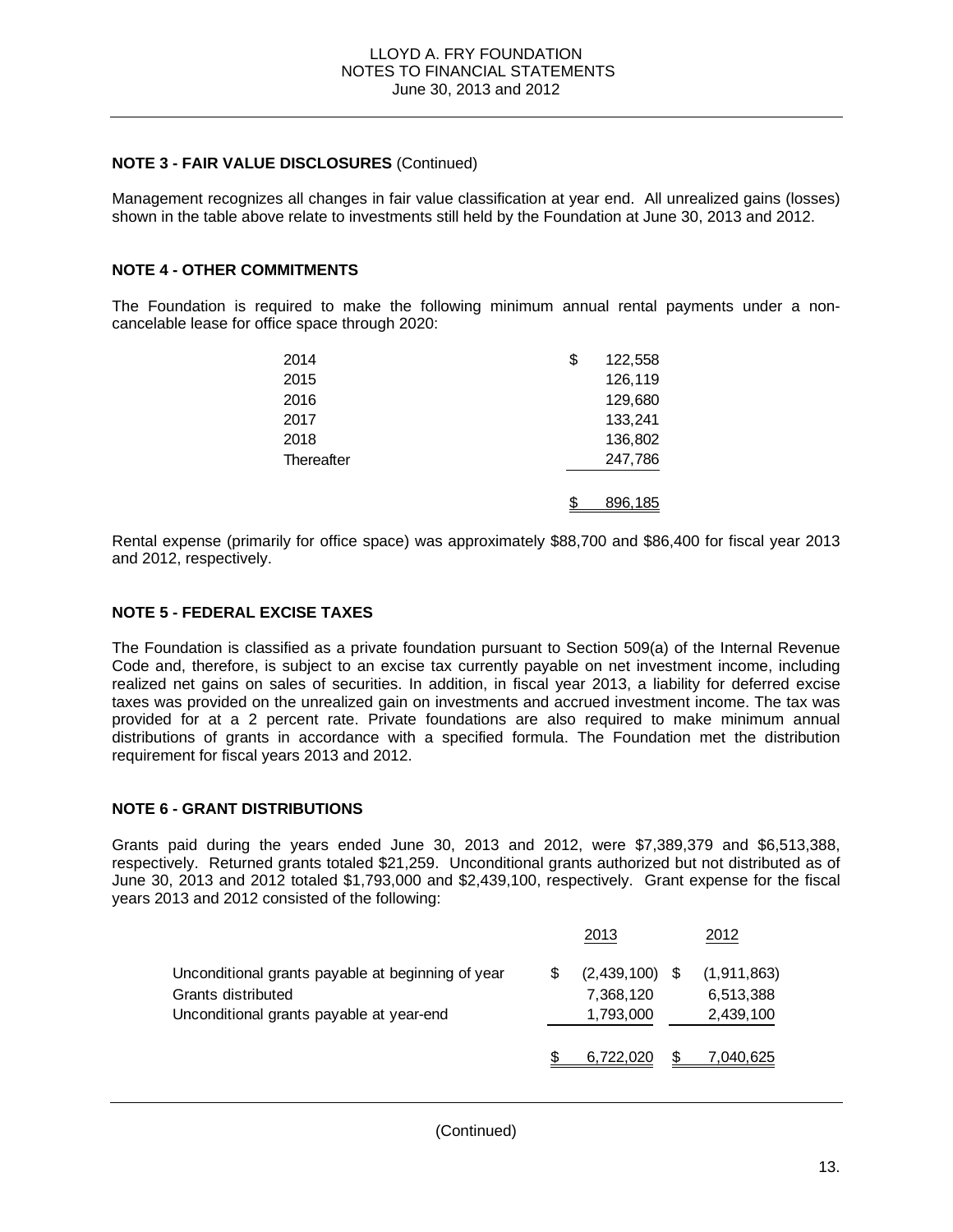LLOYD A. FRY FOUNDATION
NOTES TO FINANCIAL STATEMENTS
June 30, 2013 and 2012

**NOTE 3 - FAIR VALUE DISCLOSURES** (Continued)

Management recognizes all changes in fair value classification at year end. All unrealized gains (losses) shown in the table above relate to investments still held by the Foundation at June 30, 2013 and 2012.

**NOTE 4 - OTHER COMMITMENTS**

The Foundation is required to make the following minimum annual rental payments under a non-cancelable lease for office space through 2020:

| | |
|---|---|
| 2014 | $ 122,558 |
| 2015 | 126,119 |
| 2016 | 129,680 |
| 2017 | 133,241 |
| 2018 | 136,802 |
| Thereafter | 247,786 |
| | $ 896,185 |

Rental expense (primarily for office space) was approximately $88,700 and $86,400 for fiscal year 2013 and 2012, respectively.

**NOTE 5 - FEDERAL EXCISE TAXES**

The Foundation is classified as a private foundation pursuant to Section 509(a) of the Internal Revenue Code and, therefore, is subject to an excise tax currently payable on net investment income, including realized net gains on sales of securities. In addition, in fiscal year 2013, a liability for deferred excise taxes was provided on the unrealized gain on investments and accrued investment income. The tax was provided for at a 2 percent rate. Private foundations are also required to make minimum annual distributions of grants in accordance with a specified formula. The Foundation met the distribution requirement for fiscal years 2013 and 2012.

**NOTE 6 - GRANT DISTRIBUTIONS**

Grants paid during the years ended June 30, 2013 and 2012, were $7,389,379 and $6,513,388, respectively. Returned grants totaled $21,259. Unconditional grants authorized but not distributed as of June 30, 2013 and 2012 totaled $1,793,000 and $2,439,100, respectively. Grant expense for the fiscal years 2013 and 2012 consisted of the following:

| | 2013 | 2012 |
|---|---|---|
| Unconditional grants payable at beginning of year | $ (2,439,100) | $ (1,911,863) |
| Grants distributed | 7,368,120 | 6,513,388 |
| Unconditional grants payable at year-end | 1,793,000 | 2,439,100 |
| | $ 6,722,020 | $ 7,040,625 |

(Continued)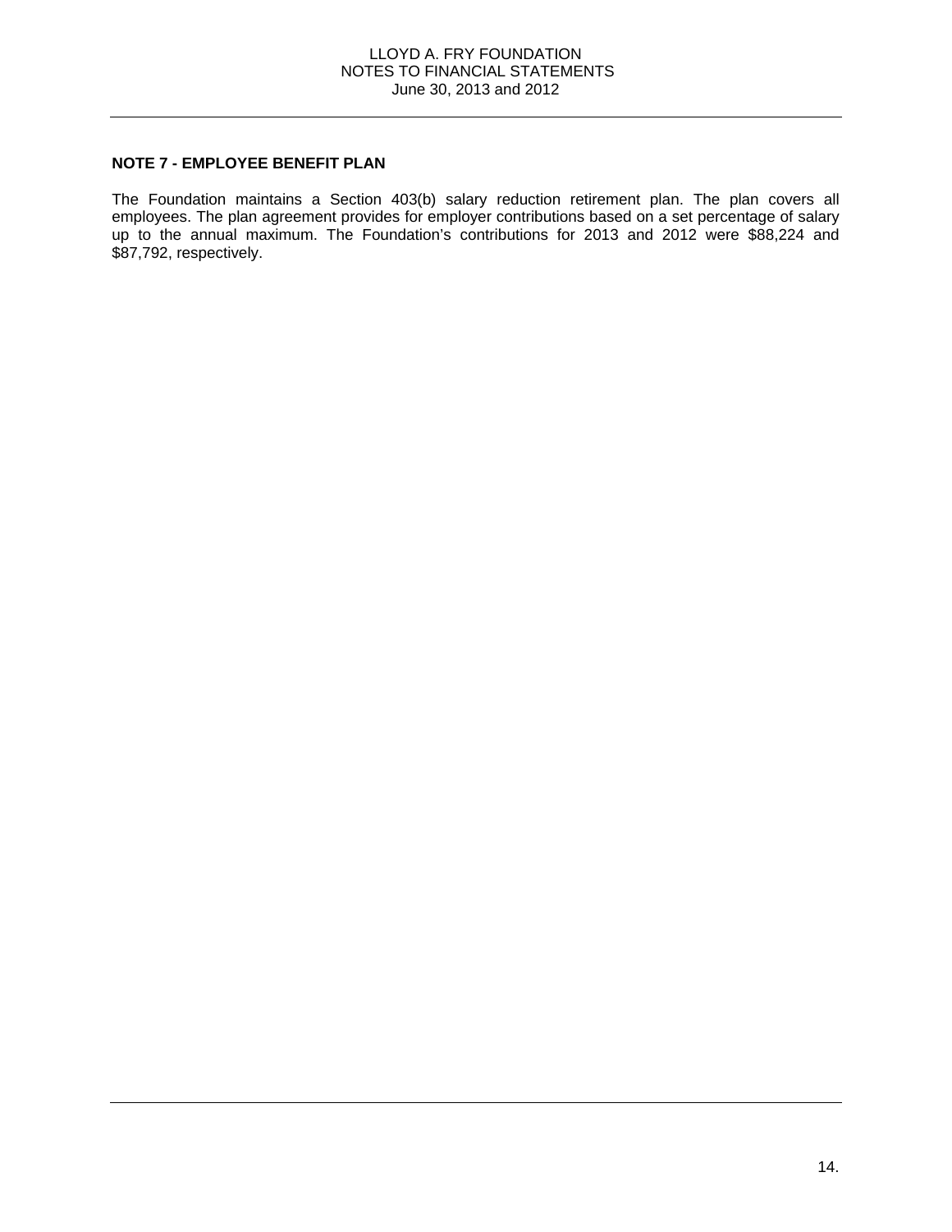## NOTE 7 - EMPLOYEE BENEFIT PLAN

The Foundation maintains a Section 403(b) salary reduction retirement plan. The plan covers all employees. The plan agreement provides for employer contributions based on a set percentage of salary up to the annual maximum. The Foundation's contributions for 2013 and 2012 were $88,224 and $87,792, respectively.